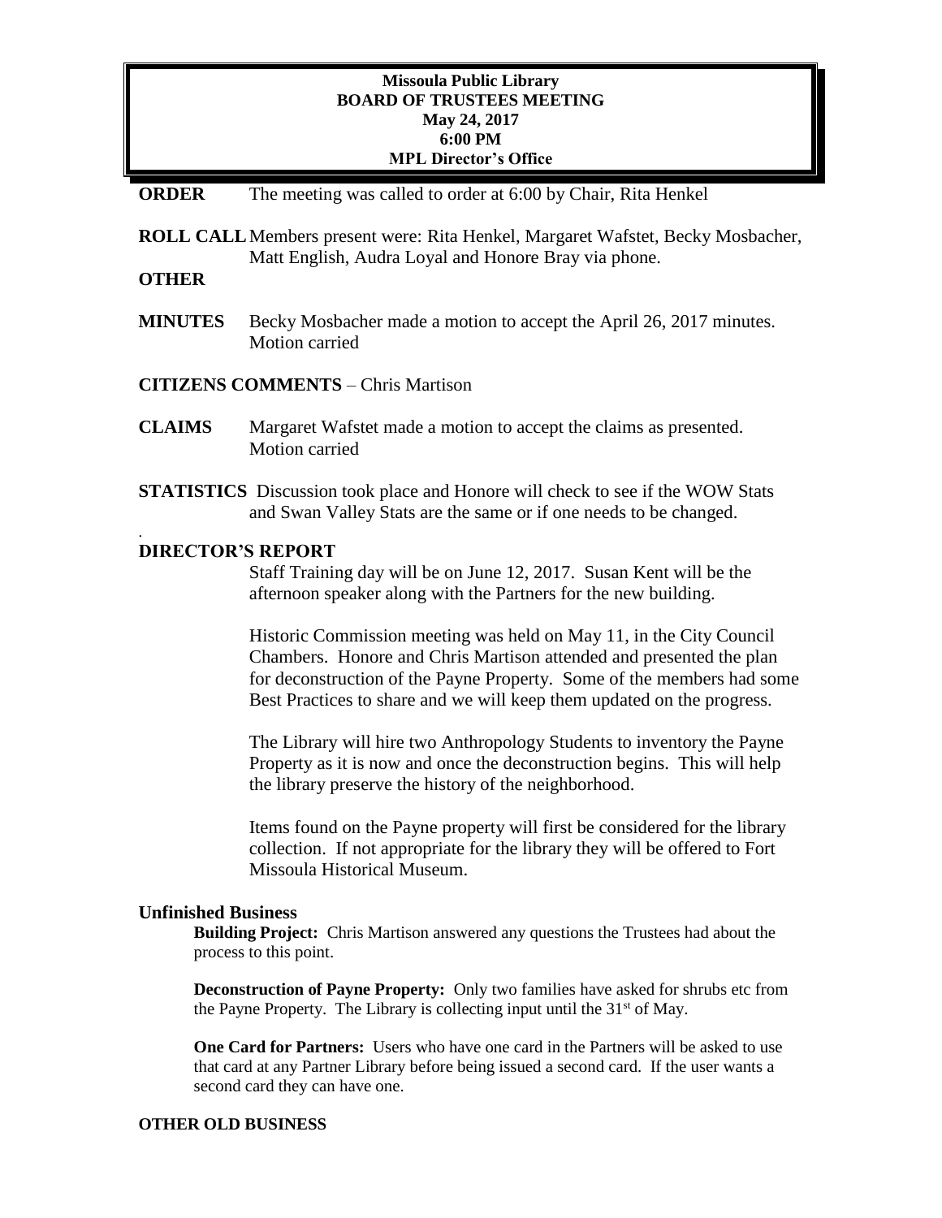**Missoula Public Library**
**BOARD OF TRUSTEES MEETING**
**May 24, 2017**
**6:00 PM**
**MPL Director's Office**

**ORDER** The meeting was called to order at 6:00 by Chair, Rita Henkel

**ROLL CALL** Members present were: Rita Henkel, Margaret Wafstet, Becky Mosbacher, Matt English, Audra Loyal and Honore Bray via phone.

**OTHER**

**MINUTES** Becky Mosbacher made a motion to accept the April 26, 2017 minutes. Motion carried

**CITIZENS COMMENTS** – Chris Martison

**CLAIMS** Margaret Wafstet made a motion to accept the claims as presented. Motion carried

**STATISTICS** Discussion took place and Honore will check to see if the WOW Stats and Swan Valley Stats are the same or if one needs to be changed.

**DIRECTOR'S REPORT**

Staff Training day will be on June 12, 2017. Susan Kent will be the afternoon speaker along with the Partners for the new building.

Historic Commission meeting was held on May 11, in the City Council Chambers. Honore and Chris Martison attended and presented the plan for deconstruction of the Payne Property. Some of the members had some Best Practices to share and we will keep them updated on the progress.

The Library will hire two Anthropology Students to inventory the Payne Property as it is now and once the deconstruction begins. This will help the library preserve the history of the neighborhood.

Items found on the Payne property will first be considered for the library collection. If not appropriate for the library they will be offered to Fort Missoula Historical Museum.

**Unfinished Business**

**Building Project:** Chris Martison answered any questions the Trustees had about the process to this point.

**Deconstruction of Payne Property:** Only two families have asked for shrubs etc from the Payne Property. The Library is collecting input until the 31st of May.

**One Card for Partners:** Users who have one card in the Partners will be asked to use that card at any Partner Library before being issued a second card. If the user wants a second card they can have one.

**OTHER OLD BUSINESS**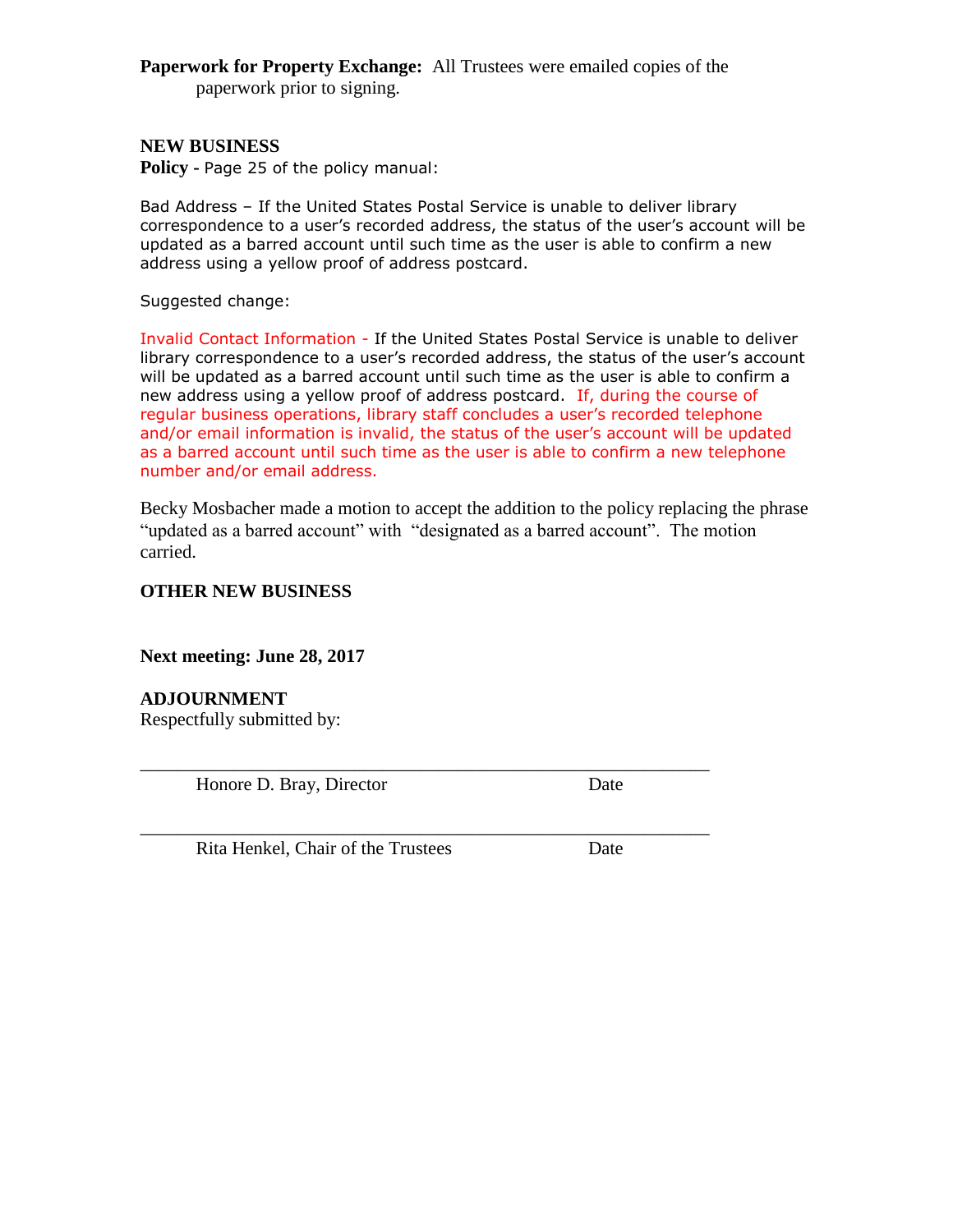**Paperwork for Property Exchange:** All Trustees were emailed copies of the paperwork prior to signing.

**NEW BUSINESS**

**Policy** - Page 25 of the policy manual:

Bad Address – If the United States Postal Service is unable to deliver library correspondence to a user's recorded address, the status of the user's account will be updated as a barred account until such time as the user is able to confirm a new address using a yellow proof of address postcard.

Suggested change:

Invalid Contact Information - If the United States Postal Service is unable to deliver library correspondence to a user's recorded address, the status of the user's account will be updated as a barred account until such time as the user is able to confirm a new address using a yellow proof of address postcard. If, during the course of regular business operations, library staff concludes a user's recorded telephone and/or email information is invalid, the status of the user's account will be updated as a barred account until such time as the user is able to confirm a new telephone number and/or email address.

Becky Mosbacher made a motion to accept the addition to the policy replacing the phrase "updated as a barred account" with "designated as a barred account". The motion carried.

**OTHER NEW BUSINESS**

**Next meeting: June 28, 2017**

**ADJOURNMENT**

Respectfully submitted by:

\_\_\_\_\_\_\_\_\_\_\_\_\_\_\_\_\_\_\_\_\_\_\_\_\_\_\_\_\_\_\_\_\_\_\_\_\_\_\_\_\_\_\_\_\_\_\_\_\_\_\_\_\_\_

Honore D. Bray, Director  Date

\_\_\_\_\_\_\_\_\_\_\_\_\_\_\_\_\_\_\_\_\_\_\_\_\_\_\_\_\_\_\_\_\_\_\_\_\_\_\_\_\_\_\_\_\_\_\_\_\_\_\_\_\_\_

Rita Henkel, Chair of the Trustees  Date